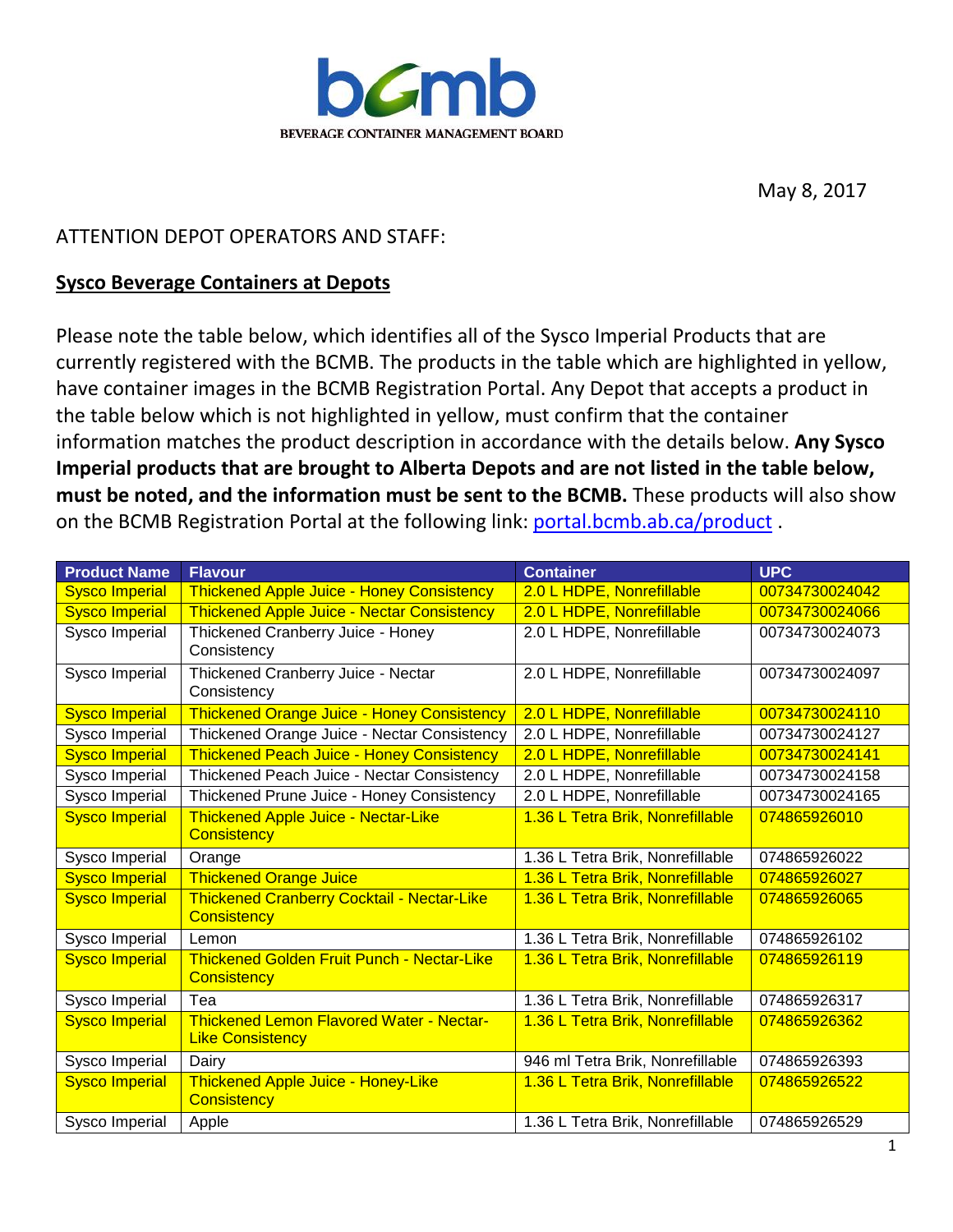bcmb

BEVERAGE CONTAINER MANAGEMENT BOARD

May 8, 2017

ATTENTION DEPOT OPERATORS AND STAFF:

**Sysco Beverage Containers at Depots**

Please note the table below, which identifies all of the Sysco Imperial Products that are currently registered with the BCMB. The products in the table which are highlighted in yellow, have container images in the BCMB Registration Portal. Any Depot that accepts a product in the table below which is not highlighted in yellow, must confirm that the container information matches the product description in accordance with the details below. **Any Sysco Imperial products that are brought to Alberta Depots and are not listed in the table below, must be noted, and the information must be sent to the BCMB.** These products will also show on the BCMB Registration Portal at the following link: [portal.bcmb.ab.ca/product](portal.bcmb.ab.ca/product) .

| Product Name | Flavour | Container | UPC |
|---|---|---|---|
| Sysco Imperial | Thickened Apple Juice - Honey Consistency | 2.0 L HDPE, Nonrefillable | 00734730024042 |
| Sysco Imperial | Thickened Apple Juice - Nectar Consistency | 2.0 L HDPE, Nonrefillable | 00734730024066 |
| Sysco Imperial | Thickened Cranberry Juice - Honey Consistency | 2.0 L HDPE, Nonrefillable | 00734730024073 |
| Sysco Imperial | Thickened Cranberry Juice - Nectar Consistency | 2.0 L HDPE, Nonrefillable | 00734730024097 |
| Sysco Imperial | Thickened Orange Juice - Honey Consistency | 2.0 L HDPE, Nonrefillable | 00734730024110 |
| Sysco Imperial | Thickened Orange Juice - Nectar Consistency | 2.0 L HDPE, Nonrefillable | 00734730024127 |
| Sysco Imperial | Thickened Peach Juice - Honey Consistency | 2.0 L HDPE, Nonrefillable | 00734730024141 |
| Sysco Imperial | Thickened Peach Juice - Nectar Consistency | 2.0 L HDPE, Nonrefillable | 00734730024158 |
| Sysco Imperial | Thickened Prune Juice - Honey Consistency | 2.0 L HDPE, Nonrefillable | 00734730024165 |
| Sysco Imperial | Thickened Apple Juice - Nectar-Like Consistency | 1.36 L Tetra Brik, Nonrefillable | 074865926010 |
| Sysco Imperial | Orange | 1.36 L Tetra Brik, Nonrefillable | 074865926022 |
| Sysco Imperial | Thickened Orange Juice | 1.36 L Tetra Brik, Nonrefillable | 074865926027 |
| Sysco Imperial | Thickened Cranberry Cocktail - Nectar-Like Consistency | 1.36 L Tetra Brik, Nonrefillable | 074865926065 |
| Sysco Imperial | Lemon | 1.36 L Tetra Brik, Nonrefillable | 074865926102 |
| Sysco Imperial | Thickened Golden Fruit Punch - Nectar-Like Consistency | 1.36 L Tetra Brik, Nonrefillable | 074865926119 |
| Sysco Imperial | Tea | 1.36 L Tetra Brik, Nonrefillable | 074865926317 |
| Sysco Imperial | Thickened Lemon Flavored Water - Nectar-Like Consistency | 1.36 L Tetra Brik, Nonrefillable | 074865926362 |
| Sysco Imperial | Dairy | 946 ml Tetra Brik, Nonrefillable | 074865926393 |
| Sysco Imperial | Thickened Apple Juice - Honey-Like Consistency | 1.36 L Tetra Brik, Nonrefillable | 074865926522 |
| Sysco Imperial | Apple | 1.36 L Tetra Brik, Nonrefillable | 074865926529 |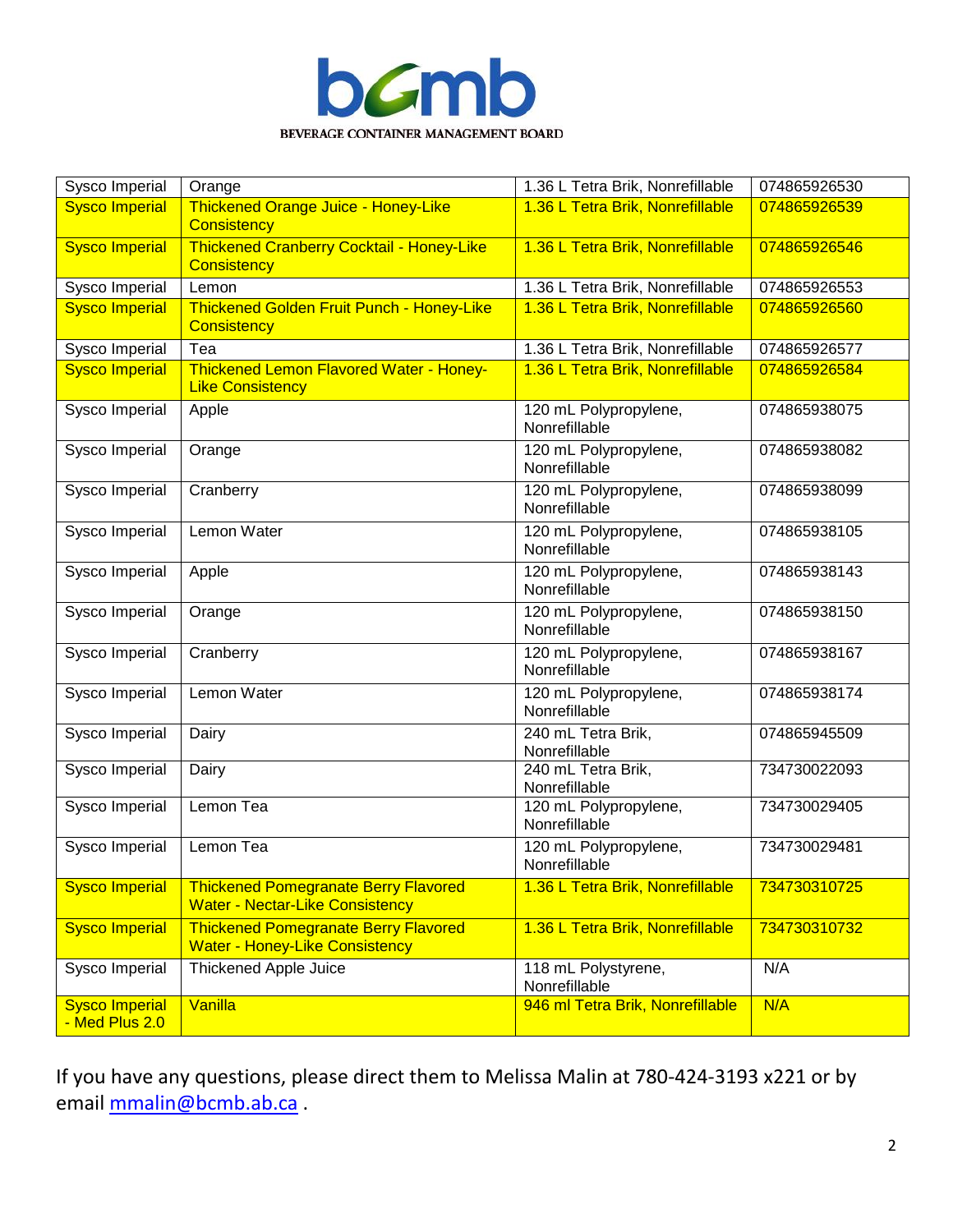# bcmb

BEVERAGE CONTAINER MANAGEMENT BOARD

| | | | |
|---|---|---|---|
| Sysco Imperial | Orange | 1.36 L Tetra Brik, Nonrefillable | 074865926530 |
| Sysco Imperial | Thickened Orange Juice - Honey-Like Consistency | 1.36 L Tetra Brik, Nonrefillable | 074865926539 |
| Sysco Imperial | Thickened Cranberry Cocktail - Honey-Like Consistency | 1.36 L Tetra Brik, Nonrefillable | 074865926546 |
| Sysco Imperial | Lemon | 1.36 L Tetra Brik, Nonrefillable | 074865926553 |
| Sysco Imperial | Thickened Golden Fruit Punch - Honey-Like Consistency | 1.36 L Tetra Brik, Nonrefillable | 074865926560 |
| Sysco Imperial | Tea | 1.36 L Tetra Brik, Nonrefillable | 074865926577 |
| Sysco Imperial | Thickened Lemon Flavored Water - Honey-Like Consistency | 1.36 L Tetra Brik, Nonrefillable | 074865926584 |
| Sysco Imperial | Apple | 120 mL Polypropylene, Nonrefillable | 074865938075 |
| Sysco Imperial | Orange | 120 mL Polypropylene, Nonrefillable | 074865938082 |
| Sysco Imperial | Cranberry | 120 mL Polypropylene, Nonrefillable | 074865938099 |
| Sysco Imperial | Lemon Water | 120 mL Polypropylene, Nonrefillable | 074865938105 |
| Sysco Imperial | Apple | 120 mL Polypropylene, Nonrefillable | 074865938143 |
| Sysco Imperial | Orange | 120 mL Polypropylene, Nonrefillable | 074865938150 |
| Sysco Imperial | Cranberry | 120 mL Polypropylene, Nonrefillable | 074865938167 |
| Sysco Imperial | Lemon Water | 120 mL Polypropylene, Nonrefillable | 074865938174 |
| Sysco Imperial | Dairy | 240 mL Tetra Brik, Nonrefillable | 074865945509 |
| Sysco Imperial | Dairy | 240 mL Tetra Brik, Nonrefillable | 734730022093 |
| Sysco Imperial | Lemon Tea | 120 mL Polypropylene, Nonrefillable | 734730029405 |
| Sysco Imperial | Lemon Tea | 120 mL Polypropylene, Nonrefillable | 734730029481 |
| Sysco Imperial | Thickened Pomegranate Berry Flavored Water - Nectar-Like Consistency | 1.36 L Tetra Brik, Nonrefillable | 734730310725 |
| Sysco Imperial | Thickened Pomegranate Berry Flavored Water - Honey-Like Consistency | 1.36 L Tetra Brik, Nonrefillable | 734730310732 |
| Sysco Imperial | Thickened Apple Juice | 118 mL Polystyrene, Nonrefillable | N/A |
| Sysco Imperial - Med Plus 2.0 | Vanilla | 946 ml Tetra Brik, Nonrefillable | N/A |

If you have any questions, please direct them to Melissa Malin at 780-424-3193 x221 or by email mmalin@bcmb.ab.ca .